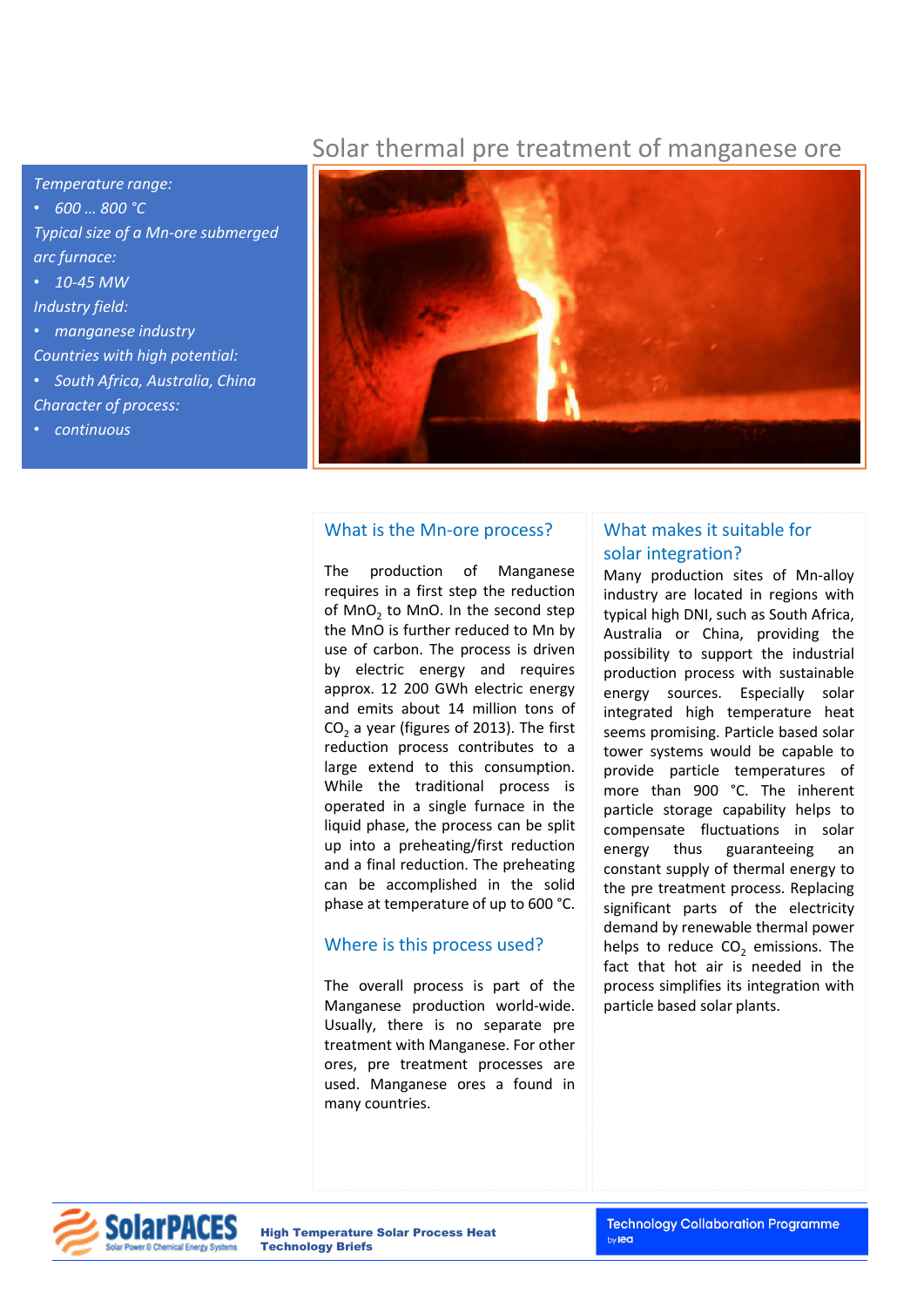# Solar thermal pre treatment of manganese ore

*Temperature range:*
- *600 … 800 °C*

*Typical size of a Mn-ore submerged arc furnace:*
- *10-45 MW*

*Industry field:*
- *manganese industry*

*Countries with high potential:*
- *South Africa, Australia, China*

*Character of process:*
- *continuous*

## What is the Mn-ore process?

The production of Manganese requires in a first step the reduction of $MnO_2$ to MnO. In the second step the MnO is further reduced to Mn by use of carbon. The process is driven by electric energy and requires approx. 12 200 GWh electric energy and emits about 14 million tons of $CO_2$ a year (figures of 2013). The first reduction process contributes to a large extend to this consumption. While the traditional process is operated in a single furnace in the liquid phase, the process can be split up into a preheating/first reduction and a final reduction. The preheating can be accomplished in the solid phase at temperature of up to 600 °C.

## Where is this process used?

The overall process is part of the Manganese production world-wide. Usually, there is no separate pre treatment with Manganese. For other ores, pre treatment processes are used. Manganese ores a found in many countries.

## What makes it suitable for solar integration?

Many production sites of Mn-alloy industry are located in regions with typical high DNI, such as South Africa, Australia or China, providing the possibility to support the industrial production process with sustainable energy sources. Especially solar integrated high temperature heat seems promising. Particle based solar tower systems would be capable to provide particle temperatures of more than 900 °C. The inherent particle storage capability helps to compensate fluctuations in solar energy thus guaranteeing an constant supply of thermal energy to the pre treatment process. Replacing significant parts of the electricity demand by renewable thermal power helps to reduce $CO_2$ emissions. The fact that hot air is needed in the process simplifies its integration with particle based solar plants.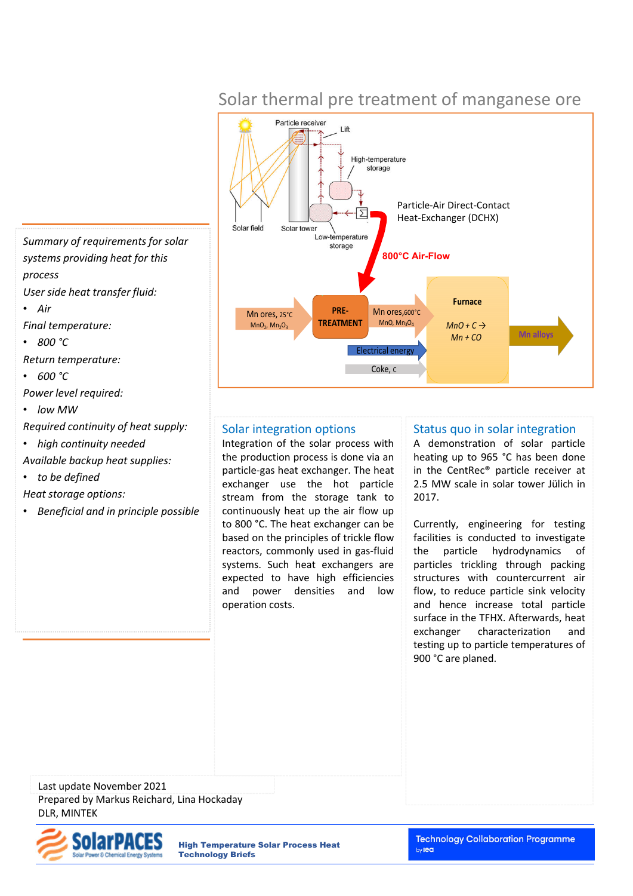# Solar thermal pre treatment of manganese ore

Particle receiver

Lift

High-temperature storage

Particle-Air Direct-Contact Heat-Exchanger (DCHX)

Solar field

Solar tower

Low-temperature storage

800°C Air-Flow

Mn ores, 25°C $MnO_2$, $Mn_2O_3$

PRE-TREATMENT

Mn ores, 600°C MnO, $Mn_3O_4$

Furnace

$MnO + C \rightarrow Mn + CO$

Mn alloys

Electrical energy

Coke, c

*Summary of requirements for solar systems providing heat for this process*

*User side heat transfer fluid:*

- *Air*

*Final temperature:*

- *800 °C*

*Return temperature:*

- *600 °C*

*Power level required:*

- *low MW*

*Required continuity of heat supply:*

- *high continuity needed*

*Available backup heat supplies:*

- *to be defined*

*Heat storage options:*

- *Beneficial and in principle possible*

## Solar integration options

Integration of the solar process with the production process is done via an particle-gas heat exchanger. The heat exchanger use the hot particle stream from the storage tank to continuously heat up the air flow up to 800 °C. The heat exchanger can be based on the principles of trickle flow reactors, commonly used in gas-fluid systems. Such heat exchangers are expected to have high efficiencies and power densities and low operation costs.

## Status quo in solar integration

A demonstration of solar particle heating up to 965 °C has been done in the CentRec® particle receiver at 2.5 MW scale in solar tower Jülich in 2017.

Currently, engineering for testing facilities is conducted to investigate the particle hydrodynamics of particles trickling through packing structures with countercurrent air flow, to reduce particle sink velocity and hence increase total particle surface in the TFHX. Afterwards, heat exchanger characterization and testing up to particle temperatures of 900 °C are planed.

Last update November 2021
Prepared by Markus Reichard, Lina Hockaday
DLR, MINTEK